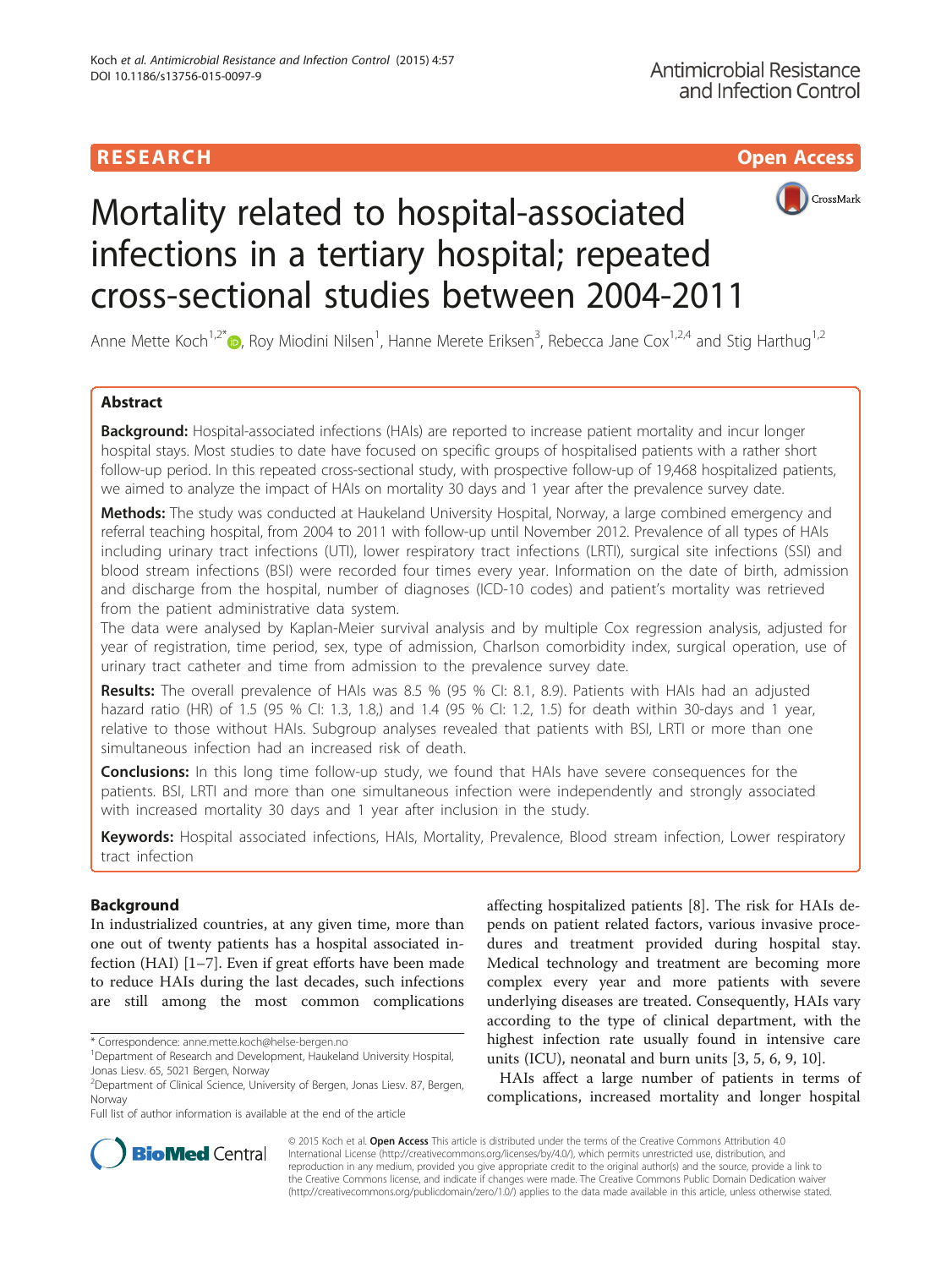RESEARCH Open Access

# Mortality related to hospital-associated infections in a tertiary hospital; repeated cross-sectional studies between 2004-2011

Anne Mette Koch[1,2*], Roy Miodini Nilsen[1], Hanne Merete Eriksen[3], Rebecca Jane Cox[1,2,4] and Stig Harthug[1,2]

## Abstract

**Background:** Hospital-associated infections (HAIs) are reported to increase patient mortality and incur longer hospital stays. Most studies to date have focused on specific groups of hospitalised patients with a rather short follow-up period. In this repeated cross-sectional study, with prospective follow-up of 19,468 hospitalized patients, we aimed to analyze the impact of HAIs on mortality 30 days and 1 year after the prevalence survey date.

**Methods:** The study was conducted at Haukeland University Hospital, Norway, a large combined emergency and referral teaching hospital, from 2004 to 2011 with follow-up until November 2012. Prevalence of all types of HAIs including urinary tract infections (UTI), lower respiratory tract infections (LRTI), surgical site infections (SSI) and blood stream infections (BSI) were recorded four times every year. Information on the date of birth, admission and discharge from the hospital, number of diagnoses (ICD-10 codes) and patient's mortality was retrieved from the patient administrative data system.

The data were analysed by Kaplan-Meier survival analysis and by multiple Cox regression analysis, adjusted for year of registration, time period, sex, type of admission, Charlson comorbidity index, surgical operation, use of urinary tract catheter and time from admission to the prevalence survey date.

**Results:** The overall prevalence of HAIs was 8.5 % (95 % CI: 8.1, 8.9). Patients with HAIs had an adjusted hazard ratio (HR) of 1.5 (95 % CI: 1.3, 1.8,) and 1.4 (95 % CI: 1.2, 1.5) for death within 30-days and 1 year, relative to those without HAIs. Subgroup analyses revealed that patients with BSI, LRTI or more than one simultaneous infection had an increased risk of death.

**Conclusions:** In this long time follow-up study, we found that HAIs have severe consequences for the patients. BSI, LRTI and more than one simultaneous infection were independently and strongly associated with increased mortality 30 days and 1 year after inclusion in the study.

**Keywords:** Hospital associated infections, HAIs, Mortality, Prevalence, Blood stream infection, Lower respiratory tract infection

## Background

In industrialized countries, at any given time, more than one out of twenty patients has a hospital associated infection (HAI) [1–7]. Even if great efforts have been made to reduce HAIs during the last decades, such infections are still among the most common complications affecting hospitalized patients [8]. The risk for HAIs depends on patient related factors, various invasive procedures and treatment provided during hospital stay. Medical technology and treatment are becoming more complex every year and more patients with severe underlying diseases are treated. Consequently, HAIs vary according to the type of clinical department, with the highest infection rate usually found in intensive care units (ICU), neonatal and burn units [3, 5, 6, 9, 10].

HAIs affect a large number of patients in terms of complications, increased mortality and longer hospital

\* Correspondence: anne.mette.koch@helse-bergen.no
[1]Department of Research and Development, Haukeland University Hospital, Jonas Liesv. 65, 5021 Bergen, Norway
[2]Department of Clinical Science, University of Bergen, Jonas Liesv. 87, Bergen, Norway
Full list of author information is available at the end of the article

© 2015 Koch et al. **Open Access** This article is distributed under the terms of the Creative Commons Attribution 4.0 International License (http://creativecommons.org/licenses/by/4.0/), which permits unrestricted use, distribution, and reproduction in any medium, provided you give appropriate credit to the original author(s) and the source, provide a link to the Creative Commons license, and indicate if changes were made. The Creative Commons Public Domain Dedication waiver (http://creativecommons.org/publicdomain/zero/1.0/) applies to the data made available in this article, unless otherwise stated.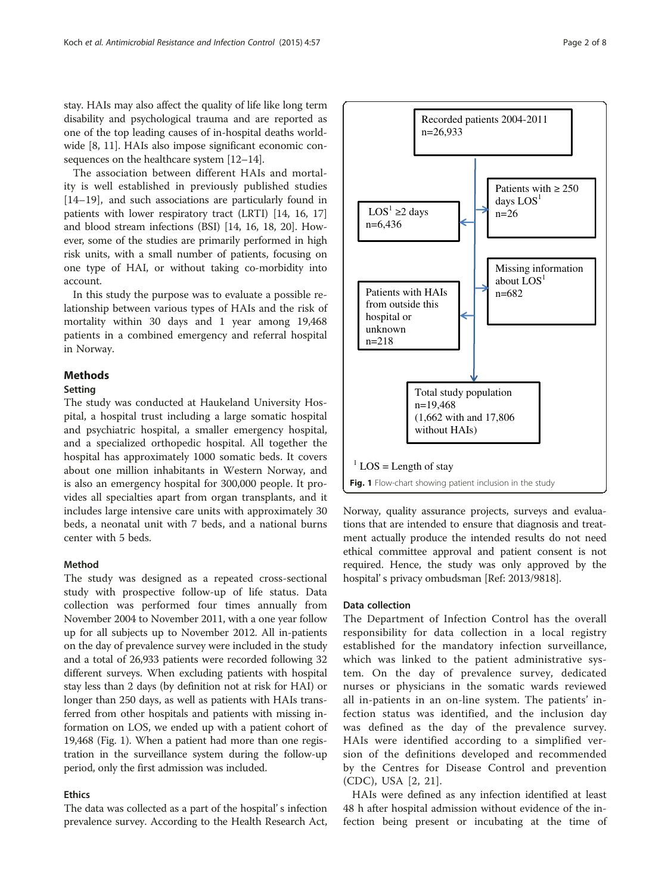stay. HAIs may also affect the quality of life like long term disability and psychological trauma and are reported as one of the top leading causes of in-hospital deaths worldwide [8, 11]. HAIs also impose significant economic consequences on the healthcare system [12–14].

The association between different HAIs and mortality is well established in previously published studies [14–19], and such associations are particularly found in patients with lower respiratory tract (LRTI) [14, 16, 17] and blood stream infections (BSI) [14, 16, 18, 20]. However, some of the studies are primarily performed in high risk units, with a small number of patients, focusing on one type of HAI, or without taking co-morbidity into account.

In this study the purpose was to evaluate a possible relationship between various types of HAIs and the risk of mortality within 30 days and 1 year among 19,468 patients in a combined emergency and referral hospital in Norway.

## Methods

### Setting

The study was conducted at Haukeland University Hospital, a hospital trust including a large somatic hospital and psychiatric hospital, a smaller emergency hospital, and a specialized orthopedic hospital. All together the hospital has approximately 1000 somatic beds. It covers about one million inhabitants in Western Norway, and is also an emergency hospital for 300,000 people. It provides all specialties apart from organ transplants, and it includes large intensive care units with approximately 30 beds, a neonatal unit with 7 beds, and a national burns center with 5 beds.

### Method

The study was designed as a repeated cross-sectional study with prospective follow-up of life status. Data collection was performed four times annually from November 2004 to November 2011, with a one year follow up for all subjects up to November 2012. All in-patients on the day of prevalence survey were included in the study and a total of 26,933 patients were recorded following 32 different surveys. When excluding patients with hospital stay less than 2 days (by definition not at risk for HAI) or longer than 250 days, as well as patients with HAIs transferred from other hospitals and patients with missing information on LOS, we ended up with a patient cohort of 19,468 (Fig. 1). When a patient had more than one registration in the surveillance system during the follow-up period, only the first admission was included.

### Ethics

The data was collected as a part of the hospital' s infection prevalence survey. According to the Health Research Act, Norway, quality assurance projects, surveys and evaluations that are intended to ensure that diagnosis and treatment actually produce the intended results do not need ethical committee approval and patient consent is not required. Hence, the study was only approved by the hospital' s privacy ombudsman [Ref: 2013/9818].

Recorded patients 2004-2011 n=26,933

LOS[1] ≥2 days n=6,436

Patients with ≥ 250 days LOS[1] n=26

Missing information about LOS[1] n=682

Patients with HAIs from outside this hospital or unknown n=218

Total study population n=19,468 (1,662 with and 17,806 without HAIs)

[1] LOS = Length of stay

**Fig. 1** Flow-chart showing patient inclusion in the study

### Data collection

The Department of Infection Control has the overall responsibility for data collection in a local registry established for the mandatory infection surveillance, which was linked to the patient administrative system. On the day of prevalence survey, dedicated nurses or physicians in the somatic wards reviewed all in-patients in an on-line system. The patients' infection status was identified, and the inclusion day was defined as the day of the prevalence survey. HAIs were identified according to a simplified version of the definitions developed and recommended by the Centres for Disease Control and prevention (CDC), USA [2, 21].

HAIs were defined as any infection identified at least 48 h after hospital admission without evidence of the infection being present or incubating at the time of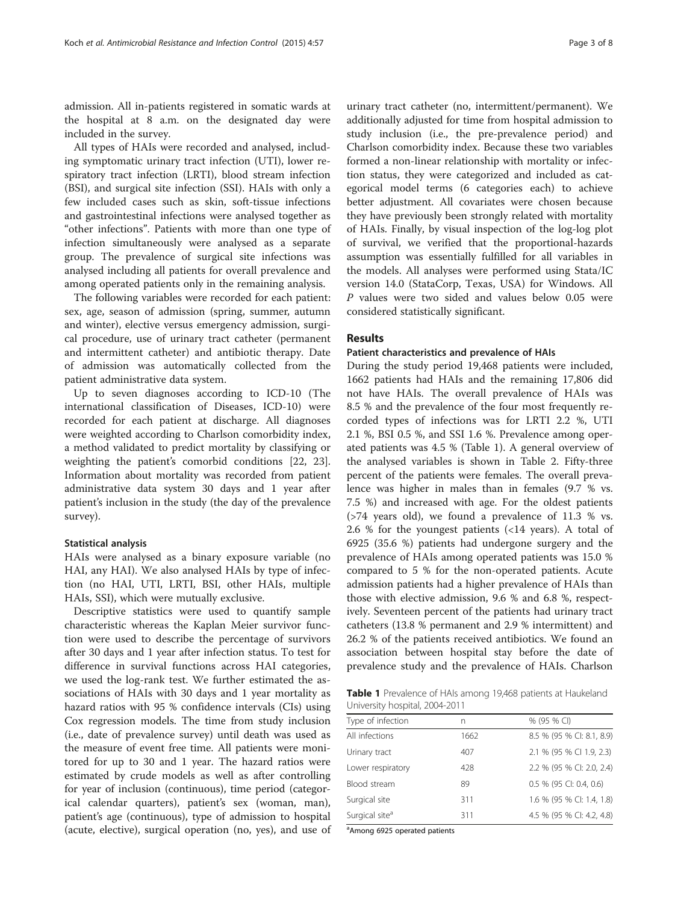admission. All in-patients registered in somatic wards at the hospital at 8 a.m. on the designated day were included in the survey.

All types of HAIs were recorded and analysed, including symptomatic urinary tract infection (UTI), lower respiratory tract infection (LRTI), blood stream infection (BSI), and surgical site infection (SSI). HAIs with only a few included cases such as skin, soft-tissue infections and gastrointestinal infections were analysed together as "other infections". Patients with more than one type of infection simultaneously were analysed as a separate group. The prevalence of surgical site infections was analysed including all patients for overall prevalence and among operated patients only in the remaining analysis.

The following variables were recorded for each patient: sex, age, season of admission (spring, summer, autumn and winter), elective versus emergency admission, surgical procedure, use of urinary tract catheter (permanent and intermittent catheter) and antibiotic therapy. Date of admission was automatically collected from the patient administrative data system.

Up to seven diagnoses according to ICD-10 (The international classification of Diseases, ICD-10) were recorded for each patient at discharge. All diagnoses were weighted according to Charlson comorbidity index, a method validated to predict mortality by classifying or weighting the patient's comorbid conditions [22, 23]. Information about mortality was recorded from patient administrative data system 30 days and 1 year after patient's inclusion in the study (the day of the prevalence survey).

### Statistical analysis

HAIs were analysed as a binary exposure variable (no HAI, any HAI). We also analysed HAIs by type of infection (no HAI, UTI, LRTI, BSI, other HAIs, multiple HAIs, SSI), which were mutually exclusive.

Descriptive statistics were used to quantify sample characteristic whereas the Kaplan Meier survivor function were used to describe the percentage of survivors after 30 days and 1 year after infection status. To test for difference in survival functions across HAI categories, we used the log-rank test. We further estimated the associations of HAIs with 30 days and 1 year mortality as hazard ratios with 95 % confidence intervals (CIs) using Cox regression models. The time from study inclusion (i.e., date of prevalence survey) until death was used as the measure of event free time. All patients were monitored for up to 30 and 1 year. The hazard ratios were estimated by crude models as well as after controlling for year of inclusion (continuous), time period (categorical calendar quarters), patient's sex (woman, man), patient's age (continuous), type of admission to hospital (acute, elective), surgical operation (no, yes), and use of urinary tract catheter (no, intermittent/permanent). We additionally adjusted for time from hospital admission to study inclusion (i.e., the pre-prevalence period) and Charlson comorbidity index. Because these two variables formed a non-linear relationship with mortality or infection status, they were categorized and included as categorical model terms (6 categories each) to achieve better adjustment. All covariates were chosen because they have previously been strongly related with mortality of HAIs. Finally, by visual inspection of the log-log plot of survival, we verified that the proportional-hazards assumption was essentially fulfilled for all variables in the models. All analyses were performed using Stata/IC version 14.0 (StataCorp, Texas, USA) for Windows. All *P* values were two sided and values below 0.05 were considered statistically significant.

## Results

### Patient characteristics and prevalence of HAIs

During the study period 19,468 patients were included, 1662 patients had HAIs and the remaining 17,806 did not have HAIs. The overall prevalence of HAIs was 8.5 % and the prevalence of the four most frequently recorded types of infections was for LRTI 2.2 %, UTI 2.1 %, BSI 0.5 %, and SSI 1.6 %. Prevalence among operated patients was 4.5 % (Table 1). A general overview of the analysed variables is shown in Table 2. Fifty-three percent of the patients were females. The overall prevalence was higher in males than in females (9.7 % vs. 7.5 %) and increased with age. For the oldest patients (>74 years old), we found a prevalence of 11.3 % vs. 2.6 % for the youngest patients (<14 years). A total of 6925 (35.6 %) patients had undergone surgery and the prevalence of HAIs among operated patients was 15.0 % compared to 5 % for the non-operated patients. Acute admission patients had a higher prevalence of HAIs than those with elective admission, 9.6 % and 6.8 %, respectively. Seventeen percent of the patients had urinary tract catheters (13.8 % permanent and 2.9 % intermittent) and 26.2 % of the patients received antibiotics. We found an association between hospital stay before the date of prevalence study and the prevalence of HAIs. Charlson

**Table 1** Prevalence of HAIs among 19,468 patients at Haukeland University hospital, 2004-2011

| Type of infection | n | % (95 % CI) |
|---|---|---|
| All infections | 1662 | 8.5 % (95 % CI: 8.1, 8.9) |
| Urinary tract | 407 | 2.1 % (95 % CI 1.9, 2.3) |
| Lower respiratory | 428 | 2.2 % (95 % CI: 2.0, 2.4) |
| Blood stream | 89 | 0.5 % (95 CI: 0.4, 0.6) |
| Surgical site | 311 | 1.6 % (95 % CI: 1.4, 1.8) |
| Surgical site[a] | 311 | 4.5 % (95 % CI: 4.2, 4.8) |

[a]Among 6925 operated patients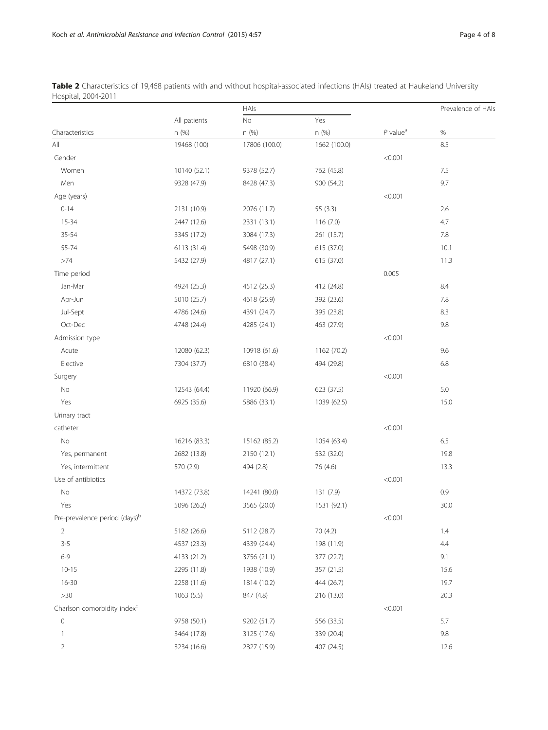**Table 2** Characteristics of 19,468 patients with and without hospital-associated infections (HAIs) treated at Haukeland University Hospital, 2004-2011

| | | HAIs | | | Prevalence of HAIs |
|---|---|---|---|---|---|
| | All patients | No | Yes | | |
| Characteristics | n (%) | n (%) | n (%) | *P* value[a] | % |
| All | 19468 (100) | 17806 (100.0) | 1662 (100.0) | | 8.5 |
| Gender | | | | <0.001 | |
| Women | 10140 (52.1) | 9378 (52.7) | 762 (45.8) | | 7.5 |
| Men | 9328 (47.9) | 8428 (47.3) | 900 (54.2) | | 9.7 |
| Age (years) | | | | <0.001 | |
| 0-14 | 2131 (10.9) | 2076 (11.7) | 55 (3.3) | | 2.6 |
| 15-34 | 2447 (12.6) | 2331 (13.1) | 116 (7.0) | | 4.7 |
| 35-54 | 3345 (17.2) | 3084 (17.3) | 261 (15.7) | | 7.8 |
| 55-74 | 6113 (31.4) | 5498 (30.9) | 615 (37.0) | | 10.1 |
| >74 | 5432 (27.9) | 4817 (27.1) | 615 (37.0) | | 11.3 |
| Time period | | | | 0.005 | |
| Jan-Mar | 4924 (25.3) | 4512 (25.3) | 412 (24.8) | | 8.4 |
| Apr-Jun | 5010 (25.7) | 4618 (25.9) | 392 (23.6) | | 7.8 |
| Jul-Sept | 4786 (24.6) | 4391 (24.7) | 395 (23.8) | | 8.3 |
| Oct-Dec | 4748 (24.4) | 4285 (24.1) | 463 (27.9) | | 9.8 |
| Admission type | | | | <0.001 | |
| Acute | 12080 (62.3) | 10918 (61.6) | 1162 (70.2) | | 9.6 |
| Elective | 7304 (37.7) | 6810 (38.4) | 494 (29.8) | | 6.8 |
| Surgery | | | | <0.001 | |
| No | 12543 (64.4) | 11920 (66.9) | 623 (37.5) | | 5.0 |
| Yes | 6925 (35.6) | 5886 (33.1) | 1039 (62.5) | | 15.0 |
| Urinary tract catheter | | | | <0.001 | |
| No | 16216 (83.3) | 15162 (85.2) | 1054 (63.4) | | 6.5 |
| Yes, permanent | 2682 (13.8) | 2150 (12.1) | 532 (32.0) | | 19.8 |
| Yes, intermittent | 570 (2.9) | 494 (2.8) | 76 (4.6) | | 13.3 |
| Use of antibiotics | | | | <0.001 | |
| No | 14372 (73.8) | 14241 (80.0) | 131 (7.9) | | 0.9 |
| Yes | 5096 (26.2) | 3565 (20.0) | 1531 (92.1) | | 30.0 |
| Pre-prevalence period (days)[b] | | | | <0.001 | |
| 2 | 5182 (26.6) | 5112 (28.7) | 70 (4.2) | | 1.4 |
| 3-5 | 4537 (23.3) | 4339 (24.4) | 198 (11.9) | | 4.4 |
| 6-9 | 4133 (21.2) | 3756 (21.1) | 377 (22.7) | | 9.1 |
| 10-15 | 2295 (11.8) | 1938 (10.9) | 357 (21.5) | | 15.6 |
| 16-30 | 2258 (11.6) | 1814 (10.2) | 444 (26.7) | | 19.7 |
| >30 | 1063 (5.5) | 847 (4.8) | 216 (13.0) | | 20.3 |
| Charlson comorbidity index[c] | | | | <0.001 | |
| 0 | 9758 (50.1) | 9202 (51.7) | 556 (33.5) | | 5.7 |
| 1 | 3464 (17.8) | 3125 (17.6) | 339 (20.4) | | 9.8 |
| 2 | 3234 (16.6) | 2827 (15.9) | 407 (24.5) | | 12.6 |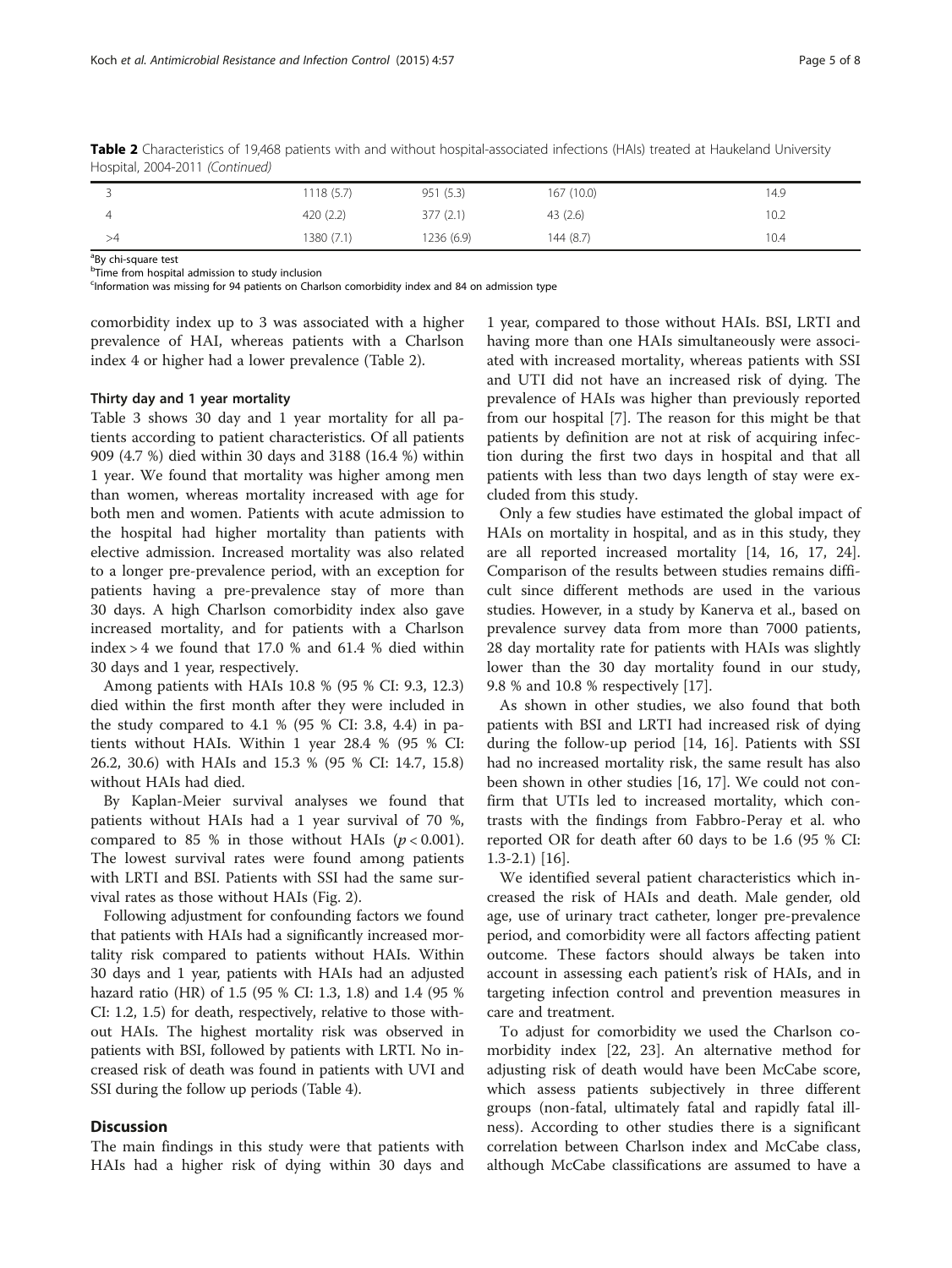**Table 2** Characteristics of 19,468 patients with and without hospital-associated infections (HAIs) treated at Haukeland University Hospital, 2004-2011 *(Continued)*

| | | | | |
|---|---|---|---|---|
| 3 | 1118 (5.7) | 951 (5.3) | 167 (10.0) | 14.9 |
| 4 | 420 (2.2) | 377 (2.1) | 43 (2.6) | 10.2 |
| >4 | 1380 (7.1) | 1236 (6.9) | 144 (8.7) | 10.4 |

[a]By chi-square test
[b]Time from hospital admission to study inclusion
[c]Information was missing for 94 patients on Charlson comorbidity index and 84 on admission type

comorbidity index up to 3 was associated with a higher prevalence of HAI, whereas patients with a Charlson index 4 or higher had a lower prevalence (Table 2).

#### Thirty day and 1 year mortality

Table 3 shows 30 day and 1 year mortality for all patients according to patient characteristics. Of all patients 909 (4.7 %) died within 30 days and 3188 (16.4 %) within 1 year. We found that mortality was higher among men than women, whereas mortality increased with age for both men and women. Patients with acute admission to the hospital had higher mortality than patients with elective admission. Increased mortality was also related to a longer pre-prevalence period, with an exception for patients having a pre-prevalence stay of more than 30 days. A high Charlson comorbidity index also gave increased mortality, and for patients with a Charlson index > 4 we found that 17.0 % and 61.4 % died within 30 days and 1 year, respectively.

Among patients with HAIs 10.8 % (95 % CI: 9.3, 12.3) died within the first month after they were included in the study compared to 4.1 % (95 % CI: 3.8, 4.4) in patients without HAIs. Within 1 year 28.4 % (95 % CI: 26.2, 30.6) with HAIs and 15.3 % (95 % CI: 14.7, 15.8) without HAIs had died.

By Kaplan-Meier survival analyses we found that patients without HAIs had a 1 year survival of 70 %, compared to 85 % in those without HAIs ($p < 0.001$). The lowest survival rates were found among patients with LRTI and BSI. Patients with SSI had the same survival rates as those without HAIs (Fig. 2).

Following adjustment for confounding factors we found that patients with HAIs had a significantly increased mortality risk compared to patients without HAIs. Within 30 days and 1 year, patients with HAIs had an adjusted hazard ratio (HR) of 1.5 (95 % CI: 1.3, 1.8) and 1.4 (95 % CI: 1.2, 1.5) for death, respectively, relative to those without HAIs. The highest mortality risk was observed in patients with BSI, followed by patients with LRTI. No increased risk of death was found in patients with UVI and SSI during the follow up periods (Table 4).

## Discussion

The main findings in this study were that patients with HAIs had a higher risk of dying within 30 days and 1 year, compared to those without HAIs. BSI, LRTI and having more than one HAIs simultaneously were associated with increased mortality, whereas patients with SSI and UTI did not have an increased risk of dying. The prevalence of HAIs was higher than previously reported from our hospital [7]. The reason for this might be that patients by definition are not at risk of acquiring infection during the first two days in hospital and that all patients with less than two days length of stay were excluded from this study.

Only a few studies have estimated the global impact of HAIs on mortality in hospital, and as in this study, they are all reported increased mortality [14, 16, 17, 24]. Comparison of the results between studies remains difficult since different methods are used in the various studies. However, in a study by Kanerva et al., based on prevalence survey data from more than 7000 patients, 28 day mortality rate for patients with HAIs was slightly lower than the 30 day mortality found in our study, 9.8 % and 10.8 % respectively [17].

As shown in other studies, we also found that both patients with BSI and LRTI had increased risk of dying during the follow-up period [14, 16]. Patients with SSI had no increased mortality risk, the same result has also been shown in other studies [16, 17]. We could not confirm that UTIs led to increased mortality, which contrasts with the findings from Fabbro-Peray et al. who reported OR for death after 60 days to be 1.6 (95 % CI: 1.3-2.1) [16].

We identified several patient characteristics which increased the risk of HAIs and death. Male gender, old age, use of urinary tract catheter, longer pre-prevalence period, and comorbidity were all factors affecting patient outcome. These factors should always be taken into account in assessing each patient's risk of HAIs, and in targeting infection control and prevention measures in care and treatment.

To adjust for comorbidity we used the Charlson comorbidity index [22, 23]. An alternative method for adjusting risk of death would have been McCabe score, which assess patients subjectively in three different groups (non-fatal, ultimately fatal and rapidly fatal illness). According to other studies there is a significant correlation between Charlson index and McCabe class, although McCabe classifications are assumed to have a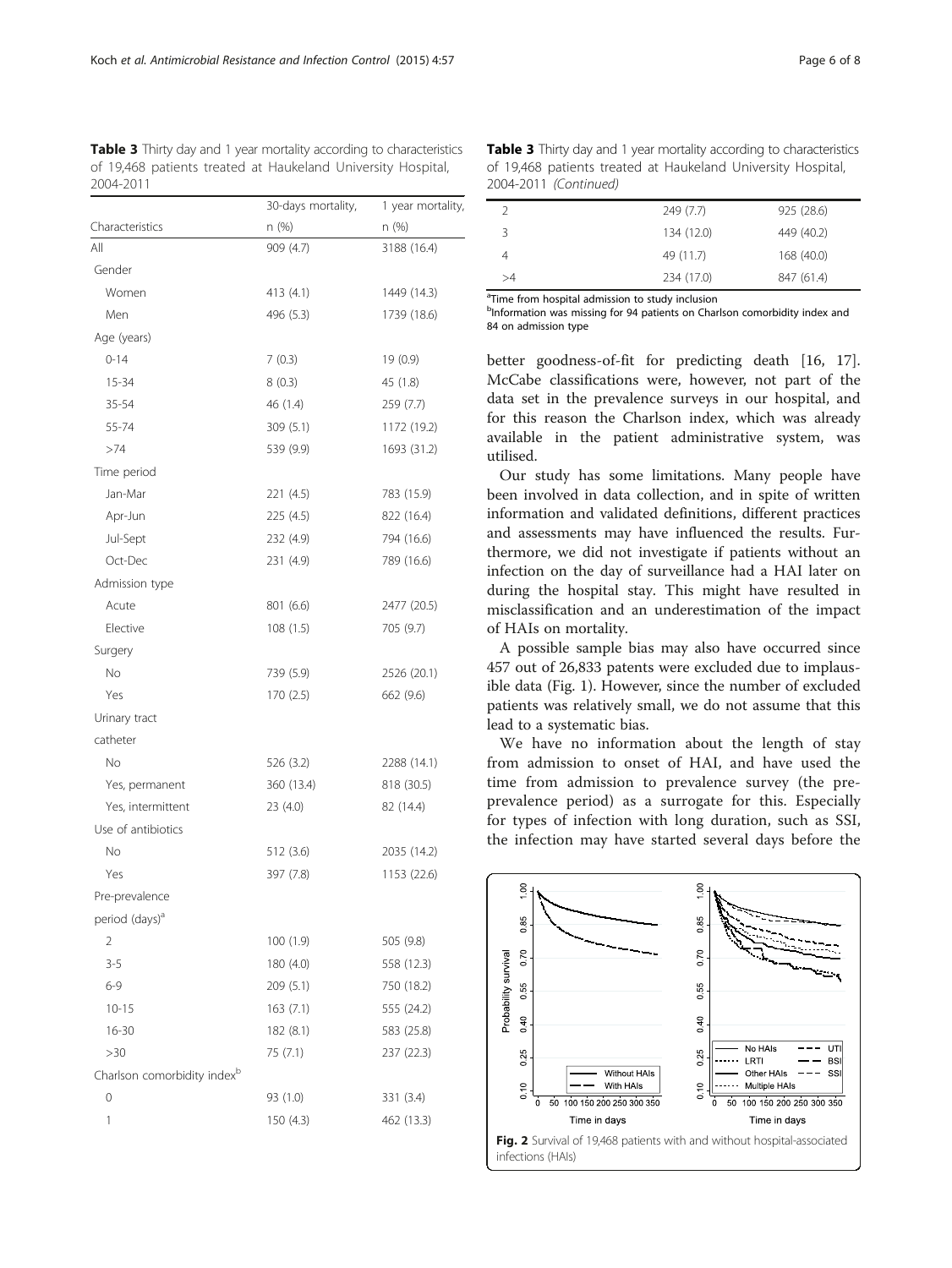**Table 3** Thirty day and 1 year mortality according to characteristics of 19,468 patients treated at Haukeland University Hospital, 2004-2011

| Characteristics | 30-days mortality, n (%) | 1 year mortality, n (%) |
|---|---|---|
| All | 909 (4.7) | 3188 (16.4) |
| Gender | | |
| Women | 413 (4.1) | 1449 (14.3) |
| Men | 496 (5.3) | 1739 (18.6) |
| Age (years) | | |
| 0-14 | 7 (0.3) | 19 (0.9) |
| 15-34 | 8 (0.3) | 45 (1.8) |
| 35-54 | 46 (1.4) | 259 (7.7) |
| 55-74 | 309 (5.1) | 1172 (19.2) |
| >74 | 539 (9.9) | 1693 (31.2) |
| Time period | | |
| Jan-Mar | 221 (4.5) | 783 (15.9) |
| Apr-Jun | 225 (4.5) | 822 (16.4) |
| Jul-Sept | 232 (4.9) | 794 (16.6) |
| Oct-Dec | 231 (4.9) | 789 (16.6) |
| Admission type | | |
| Acute | 801 (6.6) | 2477 (20.5) |
| Elective | 108 (1.5) | 705 (9.7) |
| Surgery | | |
| No | 739 (5.9) | 2526 (20.1) |
| Yes | 170 (2.5) | 662 (9.6) |
| Urinary tract catheter | | |
| No | 526 (3.2) | 2288 (14.1) |
| Yes, permanent | 360 (13.4) | 818 (30.5) |
| Yes, intermittent | 23 (4.0) | 82 (14.4) |
| Use of antibiotics | | |
| No | 512 (3.6) | 2035 (14.2) |
| Yes | 397 (7.8) | 1153 (22.6) |
| Pre-prevalence period (days)[a] | | |
| 2 | 100 (1.9) | 505 (9.8) |
| 3-5 | 180 (4.0) | 558 (12.3) |
| 6-9 | 209 (5.1) | 750 (18.2) |
| 10-15 | 163 (7.1) | 555 (24.2) |
| 16-30 | 182 (8.1) | 583 (25.8) |
| >30 | 75 (7.1) | 237 (22.3) |
| Charlson comorbidity index[b] | | |
| 0 | 93 (1.0) | 331 (3.4) |
| 1 | 150 (4.3) | 462 (13.3) |
| 2 | 249 (7.7) | 925 (28.6) |
| 3 | 134 (12.0) | 449 (40.2) |
| 4 | 49 (11.7) | 168 (40.0) |
| >4 | 234 (17.0) | 847 (61.4) |

[a]Time from hospital admission to study inclusion
[b]Information was missing for 94 patients on Charlson comorbidity index and 84 on admission type

better goodness-of-fit for predicting death [16, 17]. McCabe classifications were, however, not part of the data set in the prevalence surveys in our hospital, and for this reason the Charlson index, which was already available in the patient administrative system, was utilised.

Our study has some limitations. Many people have been involved in data collection, and in spite of written information and validated definitions, different practices and assessments may have influenced the results. Furthermore, we did not investigate if patients without an infection on the day of surveillance had a HAI later on during the hospital stay. This might have resulted in misclassification and an underestimation of the impact of HAIs on mortality.

A possible sample bias may also have occurred since 457 out of 26,833 patents were excluded due to implausible data (Fig. 1). However, since the number of excluded patients was relatively small, we do not assume that this lead to a systematic bias.

We have no information about the length of stay from admission to onset of HAI, and have used the time from admission to prevalence survey (the pre-prevalence period) as a surrogate for this. Especially for types of infection with long duration, such as SSI, the infection may have started several days before the

**Fig. 2** Survival of 19,468 patients with and without hospital-associated infections (HAIs)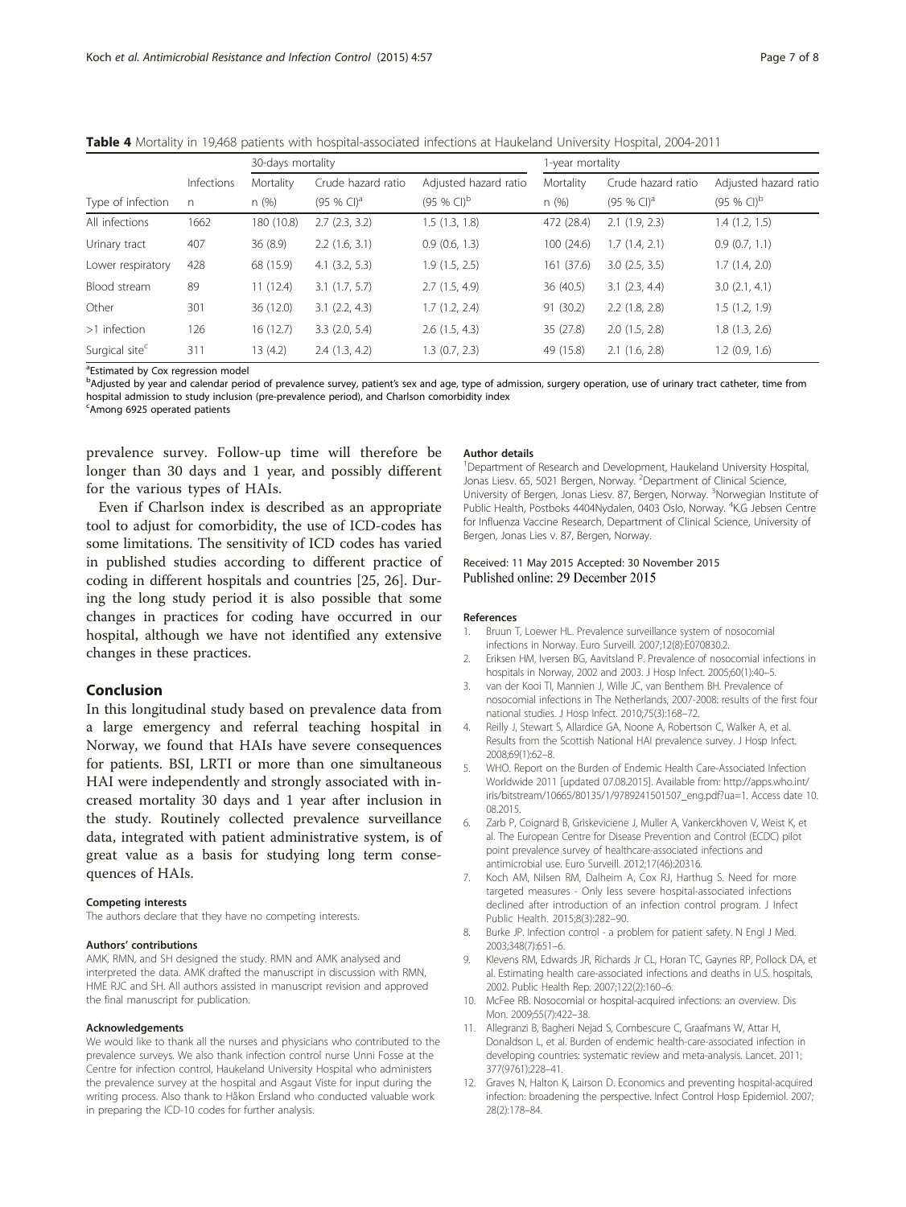**Table 4** Mortality in 19,468 patients with hospital-associated infections at Haukeland University Hospital, 2004-2011

| | | 30-days mortality | | | 1-year mortality | | |
|---|---|---|---|---|---|---|---|
| Type of infection | Infections n | Mortality n (%) | Crude hazard ratio (95 % CI)[a] | Adjusted hazard ratio (95 % CI)[b] | Mortality n (%) | Crude hazard ratio (95 % CI)[a] | Adjusted hazard ratio (95 % CI)[b] |
| All infections | 1662 | 180 (10.8) | 2.7 (2.3, 3.2) | 1.5 (1.3, 1.8) | 472 (28.4) | 2.1 (1.9, 2.3) | 1.4 (1.2, 1.5) |
| Urinary tract | 407 | 36 (8.9) | 2.2 (1.6, 3.1) | 0.9 (0.6, 1.3) | 100 (24.6) | 1.7 (1.4, 2.1) | 0.9 (0.7, 1.1) |
| Lower respiratory | 428 | 68 (15.9) | 4.1 (3.2, 5.3) | 1.9 (1.5, 2.5) | 161 (37.6) | 3.0 (2.5, 3.5) | 1.7 (1.4, 2.0) |
| Blood stream | 89 | 11 (12.4) | 3.1 (1.7, 5.7) | 2.7 (1.5, 4.9) | 36 (40.5) | 3.1 (2.3, 4.4) | 3.0 (2.1, 4.1) |
| Other | 301 | 36 (12.0) | 3.1 (2.2, 4.3) | 1.7 (1.2, 2.4) | 91 (30.2) | 2.2 (1.8, 2.8) | 1.5 (1.2, 1.9) |
| >1 infection | 126 | 16 (12.7) | 3.3 (2.0, 5.4) | 2.6 (1.5, 4.3) | 35 (27.8) | 2.0 (1.5, 2.8) | 1.8 (1.3, 2.6) |
| Surgical site[c] | 311 | 13 (4.2) | 2.4 (1.3, 4.2) | 1.3 (0.7, 2.3) | 49 (15.8) | 2.1 (1.6, 2.8) | 1.2 (0.9, 1.6) |

[a]Estimated by Cox regression model
[b]Adjusted by year and calendar period of prevalence survey, patient's sex and age, type of admission, surgery operation, use of urinary tract catheter, time from hospital admission to study inclusion (pre-prevalence period), and Charlson comorbidity index
[c]Among 6925 operated patients

prevalence survey. Follow-up time will therefore be longer than 30 days and 1 year, and possibly different for the various types of HAIs.

Even if Charlson index is described as an appropriate tool to adjust for comorbidity, the use of ICD-codes has some limitations. The sensitivity of ICD codes has varied in published studies according to different practice of coding in different hospitals and countries [25, 26]. During the long study period it is also possible that some changes in practices for coding have occurred in our hospital, although we have not identified any extensive changes in these practices.

## Conclusion

In this longitudinal study based on prevalence data from a large emergency and referral teaching hospital in Norway, we found that HAIs have severe consequences for patients. BSI, LRTI or more than one simultaneous HAI were independently and strongly associated with increased mortality 30 days and 1 year after inclusion in the study. Routinely collected prevalence surveillance data, integrated with patient administrative system, is of great value as a basis for studying long term consequences of HAIs.

#### Competing interests

The authors declare that they have no competing interests.

#### Authors' contributions

AMK, RMN, and SH designed the study. RMN and AMK analysed and interpreted the data. AMK drafted the manuscript in discussion with RMN, HME RJC and SH. All authors assisted in manuscript revision and approved the final manuscript for publication.

#### Acknowledgements

We would like to thank all the nurses and physicians who contributed to the prevalence surveys. We also thank infection control nurse Unni Fosse at the Centre for infection control, Haukeland University Hospital who administers the prevalence survey at the hospital and Asgaut Viste for input during the writing process. Also thank to Håkon Ersland who conducted valuable work in preparing the ICD-10 codes for further analysis.

#### Author details

[1]Department of Research and Development, Haukeland University Hospital, Jonas Liesv. 65, 5021 Bergen, Norway. [2]Department of Clinical Science, University of Bergen, Jonas Liesv. 87, Bergen, Norway. [3]Norwegian Institute of Public Health, Postboks 4404Nydalen, 0403 Oslo, Norway. [4]K.G Jebsen Centre for Influenza Vaccine Research, Department of Clinical Science, University of Bergen, Jonas Lies v. 87, Bergen, Norway.

Received: 11 May 2015 Accepted: 30 November 2015
Published online: 29 December 2015

#### References

1. Bruun T, Loewer HL. Prevalence surveillance system of nosocomial infections in Norway. Euro Surveill. 2007;12(8):E070830.2.
2. Eriksen HM, Iversen BG, Aavitsland P. Prevalence of nosocomial infections in hospitals in Norway, 2002 and 2003. J Hosp Infect. 2005;60(1):40–5.
3. van der Kooi TI, Mannien J, Wille JC, van Benthem BH. Prevalence of nosocomial infections in The Netherlands, 2007-2008: results of the first four national studies. J Hosp Infect. 2010;75(3):168–72.
4. Reilly J, Stewart S, Allardice GA, Noone A, Robertson C, Walker A, et al. Results from the Scottish National HAI prevalence survey. J Hosp Infect. 2008;69(1):62–8.
5. WHO. Report on the Burden of Endemic Health Care-Associated Infection Worldwide 2011 [updated 07.08.2015]. Available from: http://apps.who.int/iris/bitstream/10665/80135/1/9789241501507_eng.pdf?ua=1. Access date 10.08.2015.
6. Zarb P, Coignard B, Griskeviciene J, Muller A, Vankerckhoven V, Weist K, et al. The European Centre for Disease Prevention and Control (ECDC) pilot point prevalence survey of healthcare-associated infections and antimicrobial use. Euro Surveill. 2012;17(46):20316.
7. Koch AM, Nilsen RM, Dalheim A, Cox RJ, Harthug S. Need for more targeted measures - Only less severe hospital-associated infections declined after introduction of an infection control program. J Infect Public Health. 2015;8(3):282–90.
8. Burke JP. Infection control - a problem for patient safety. N Engl J Med. 2003;348(7):651–6.
9. Klevens RM, Edwards JR, Richards Jr CL, Horan TC, Gaynes RP, Pollock DA, et al. Estimating health care-associated infections and deaths in U.S. hospitals, 2002. Public Health Rep. 2007;122(2):160–6.
10. McFee RB. Nosocomial or hospital-acquired infections: an overview. Dis Mon. 2009;55(7):422–38.
11. Allegranzi B, Bagheri Nejad S, Combescure C, Graafmans W, Attar H, Donaldson L, et al. Burden of endemic health-care-associated infection in developing countries: systematic review and meta-analysis. Lancet. 2011;377(9761):228–41.
12. Graves N, Halton K, Lairson D. Economics and preventing hospital-acquired infection: broadening the perspective. Infect Control Hosp Epidemiol. 2007;28(2):178–84.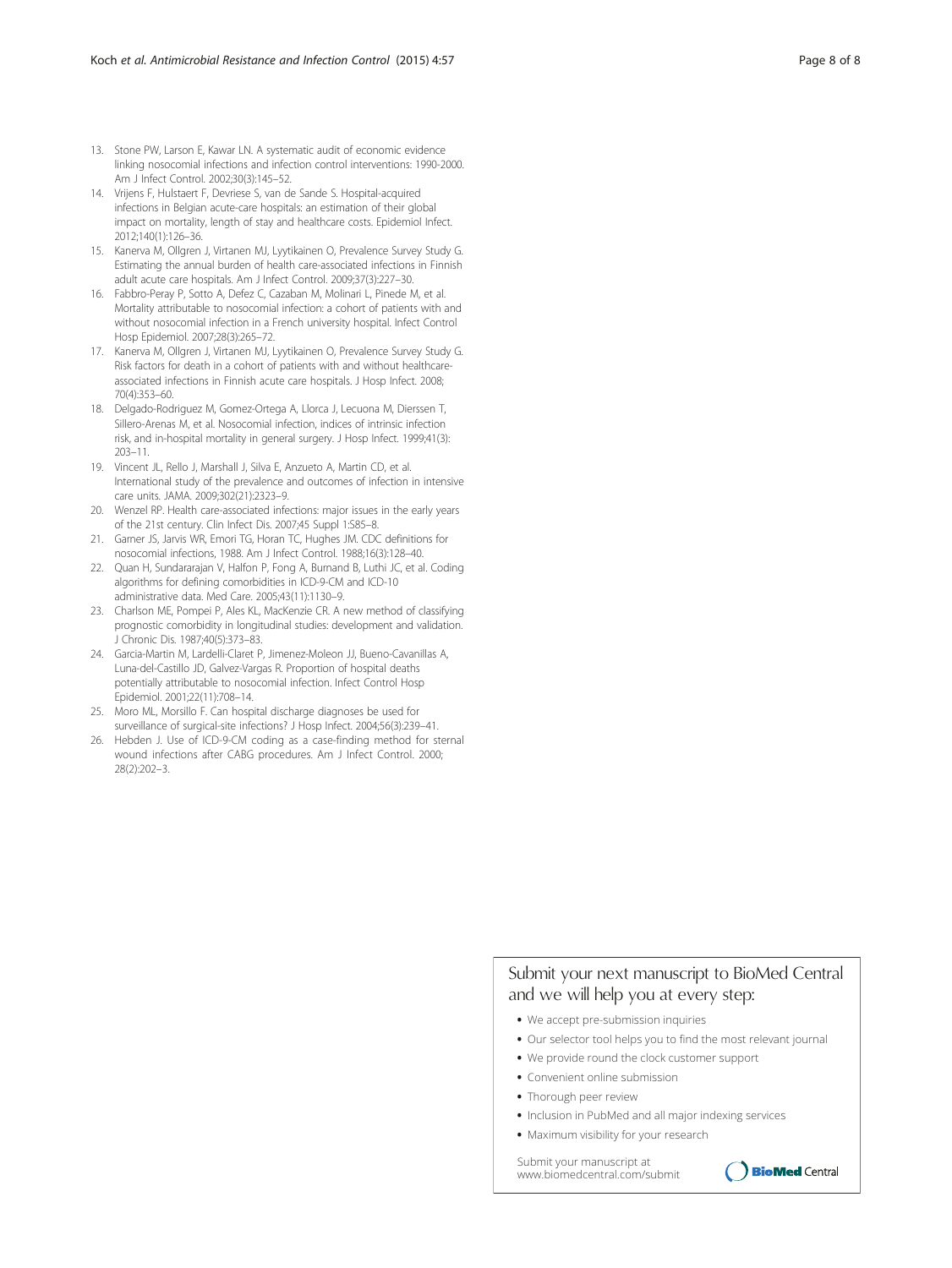13. Stone PW, Larson E, Kawar LN. A systematic audit of economic evidence linking nosocomial infections and infection control interventions: 1990-2000. Am J Infect Control. 2002;30(3):145–52.
14. Vrijens F, Hulstaert F, Devriese S, van de Sande S. Hospital-acquired infections in Belgian acute-care hospitals: an estimation of their global impact on mortality, length of stay and healthcare costs. Epidemiol Infect. 2012;140(1):126–36.
15. Kanerva M, Ollgren J, Virtanen MJ, Lyytikainen O, Prevalence Survey Study G. Estimating the annual burden of health care-associated infections in Finnish adult acute care hospitals. Am J Infect Control. 2009;37(3):227–30.
16. Fabbro-Peray P, Sotto A, Defez C, Cazaban M, Molinari L, Pinede M, et al. Mortality attributable to nosocomial infection: a cohort of patients with and without nosocomial infection in a French university hospital. Infect Control Hosp Epidemiol. 2007;28(3):265–72.
17. Kanerva M, Ollgren J, Virtanen MJ, Lyytikainen O, Prevalence Survey Study G. Risk factors for death in a cohort of patients with and without healthcare-associated infections in Finnish acute care hospitals. J Hosp Infect. 2008; 70(4):353–60.
18. Delgado-Rodriguez M, Gomez-Ortega A, Llorca J, Lecuona M, Dierssen T, Sillero-Arenas M, et al. Nosocomial infection, indices of intrinsic infection risk, and in-hospital mortality in general surgery. J Hosp Infect. 1999;41(3): 203–11.
19. Vincent JL, Rello J, Marshall J, Silva E, Anzueto A, Martin CD, et al. International study of the prevalence and outcomes of infection in intensive care units. JAMA. 2009;302(21):2323–9.
20. Wenzel RP. Health care-associated infections: major issues in the early years of the 21st century. Clin Infect Dis. 2007;45 Suppl 1:S85–8.
21. Garner JS, Jarvis WR, Emori TG, Horan TC, Hughes JM. CDC definitions for nosocomial infections, 1988. Am J Infect Control. 1988;16(3):128–40.
22. Quan H, Sundararajan V, Halfon P, Fong A, Burnand B, Luthi JC, et al. Coding algorithms for defining comorbidities in ICD-9-CM and ICD-10 administrative data. Med Care. 2005;43(11):1130–9.
23. Charlson ME, Pompei P, Ales KL, MacKenzie CR. A new method of classifying prognostic comorbidity in longitudinal studies: development and validation. J Chronic Dis. 1987;40(5):373–83.
24. Garcia-Martin M, Lardelli-Claret P, Jimenez-Moleon JJ, Bueno-Cavanillas A, Luna-del-Castillo JD, Galvez-Vargas R. Proportion of hospital deaths potentially attributable to nosocomial infection. Infect Control Hosp Epidemiol. 2001;22(11):708–14.
25. Moro ML, Morsillo F. Can hospital discharge diagnoses be used for surveillance of surgical-site infections? J Hosp Infect. 2004;56(3):239–41.
26. Hebden J. Use of ICD-9-CM coding as a case-finding method for sternal wound infections after CABG procedures. Am J Infect Control. 2000; 28(2):202–3.

Submit your next manuscript to BioMed Central and we will help you at every step:

- We accept pre-submission inquiries
- Our selector tool helps you to find the most relevant journal
- We provide round the clock customer support
- Convenient online submission
- Thorough peer review
- Inclusion in PubMed and all major indexing services
- Maximum visibility for your research

Submit your manuscript at www.biomedcentral.com/submit

BioMed Central